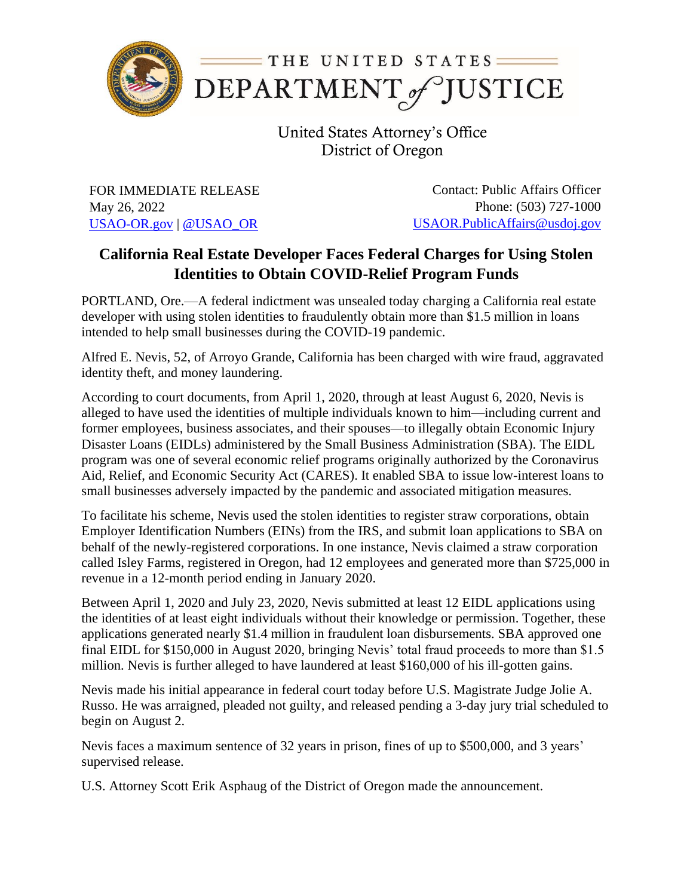THE UNITED STATES DEPARTMENT of JUSTICE

United States Attorney's Office
District of Oregon

FOR IMMEDIATE RELEASE
May 26, 2022
USAO-OR.gov | @USAO_OR

Contact: Public Affairs Officer
Phone: (503) 727-1000
USAOR.PublicAffairs@usdoj.gov

# California Real Estate Developer Faces Federal Charges for Using Stolen Identities to Obtain COVID-Relief Program Funds

PORTLAND, Ore.—A federal indictment was unsealed today charging a California real estate developer with using stolen identities to fraudulently obtain more than $1.5 million in loans intended to help small businesses during the COVID-19 pandemic.

Alfred E. Nevis, 52, of Arroyo Grande, California has been charged with wire fraud, aggravated identity theft, and money laundering.

According to court documents, from April 1, 2020, through at least August 6, 2020, Nevis is alleged to have used the identities of multiple individuals known to him—including current and former employees, business associates, and their spouses—to illegally obtain Economic Injury Disaster Loans (EIDLs) administered by the Small Business Administration (SBA). The EIDL program was one of several economic relief programs originally authorized by the Coronavirus Aid, Relief, and Economic Security Act (CARES). It enabled SBA to issue low-interest loans to small businesses adversely impacted by the pandemic and associated mitigation measures.

To facilitate his scheme, Nevis used the stolen identities to register straw corporations, obtain Employer Identification Numbers (EINs) from the IRS, and submit loan applications to SBA on behalf of the newly-registered corporations. In one instance, Nevis claimed a straw corporation called Isley Farms, registered in Oregon, had 12 employees and generated more than $725,000 in revenue in a 12-month period ending in January 2020.

Between April 1, 2020 and July 23, 2020, Nevis submitted at least 12 EIDL applications using the identities of at least eight individuals without their knowledge or permission. Together, these applications generated nearly $1.4 million in fraudulent loan disbursements. SBA approved one final EIDL for $150,000 in August 2020, bringing Nevis' total fraud proceeds to more than $1.5 million. Nevis is further alleged to have laundered at least $160,000 of his ill-gotten gains.

Nevis made his initial appearance in federal court today before U.S. Magistrate Judge Jolie A. Russo. He was arraigned, pleaded not guilty, and released pending a 3-day jury trial scheduled to begin on August 2.

Nevis faces a maximum sentence of 32 years in prison, fines of up to $500,000, and 3 years' supervised release.

U.S. Attorney Scott Erik Asphaug of the District of Oregon made the announcement.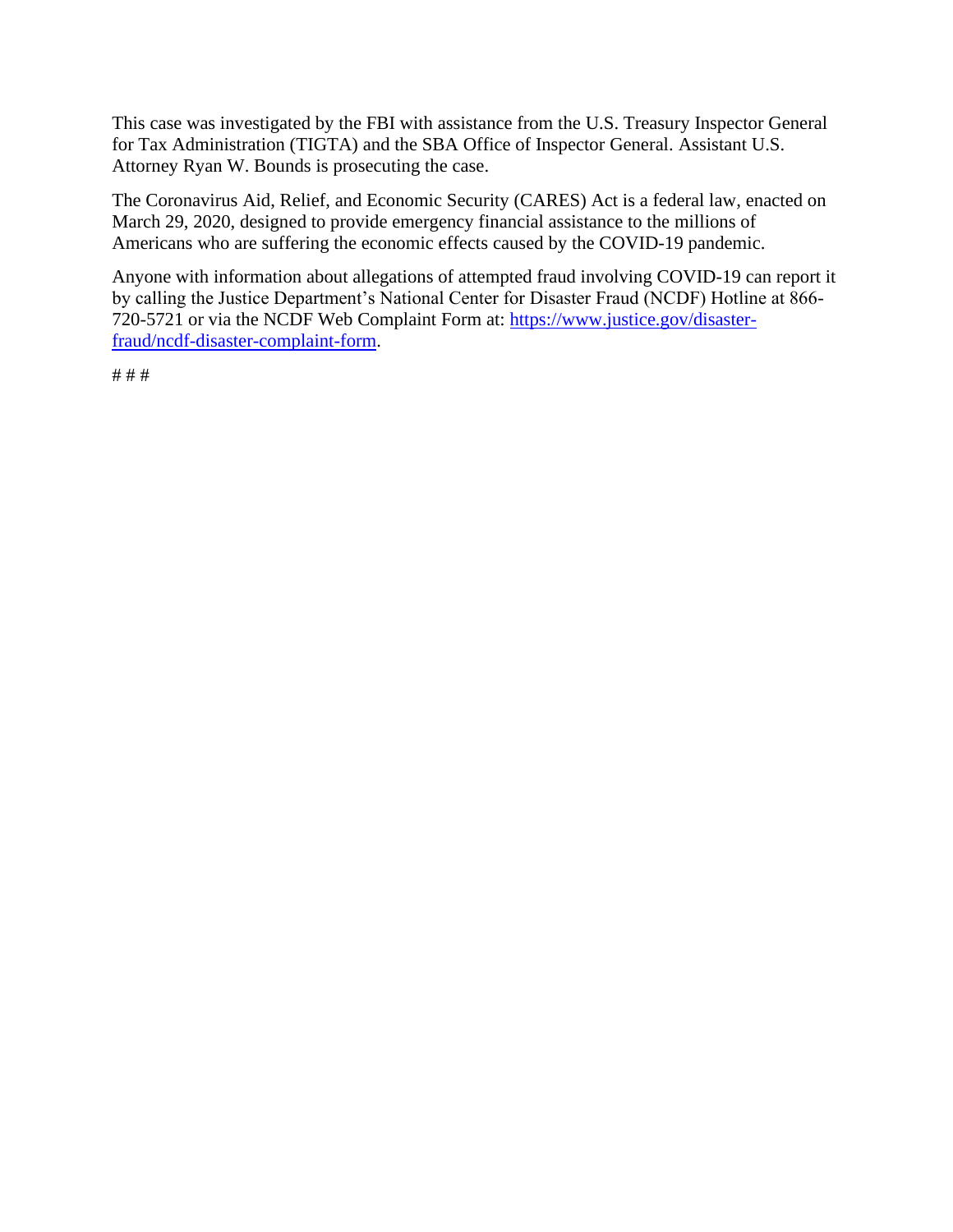This case was investigated by the FBI with assistance from the U.S. Treasury Inspector General for Tax Administration (TIGTA) and the SBA Office of Inspector General. Assistant U.S. Attorney Ryan W. Bounds is prosecuting the case.

The Coronavirus Aid, Relief, and Economic Security (CARES) Act is a federal law, enacted on March 29, 2020, designed to provide emergency financial assistance to the millions of Americans who are suffering the economic effects caused by the COVID-19 pandemic.

Anyone with information about allegations of attempted fraud involving COVID-19 can report it by calling the Justice Department's National Center for Disaster Fraud (NCDF) Hotline at 866-720-5721 or via the NCDF Web Complaint Form at: [https://www.justice.gov/disaster-fraud/ncdf-disaster-complaint-form](https://www.justice.gov/disaster-fraud/ncdf-disaster-complaint-form).

# # #